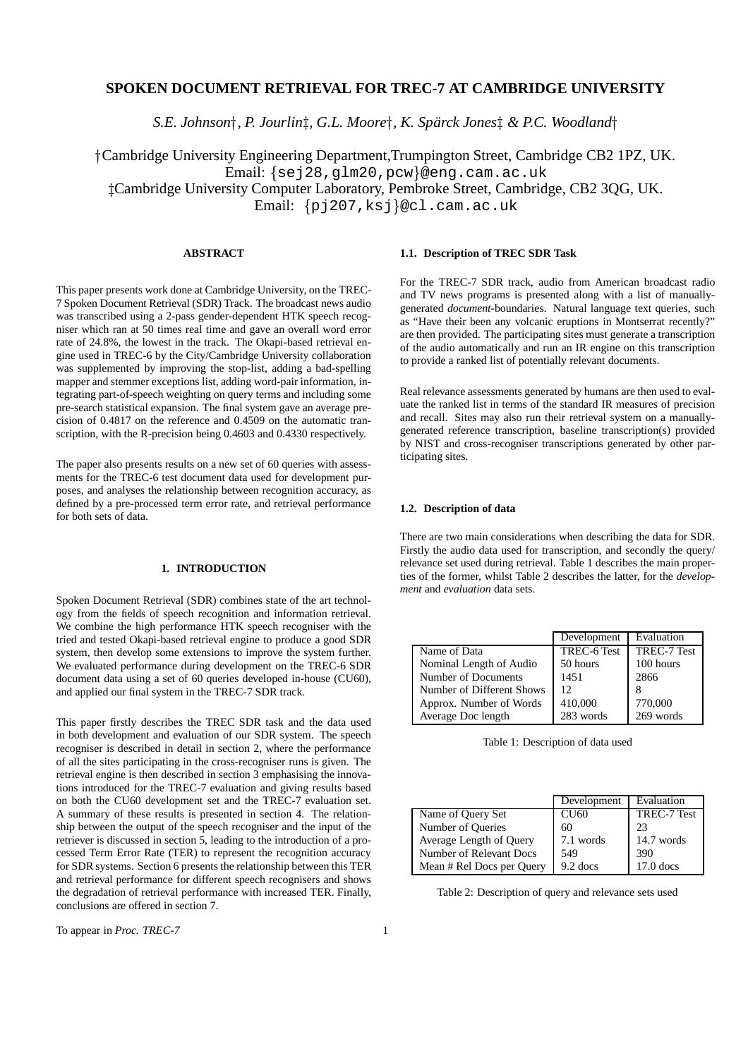# SPOKEN DOCUMENT RETRIEVAL FOR TREC-7 AT CAMBRIDGE UNIVERSITY

*S.E. Johnson†, P. Jourlin‡, G.L. Moore†, K. Spärck Jones‡ & P.C. Woodland†*

†Cambridge University Engineering Department,Trumpington Street, Cambridge CB2 1PZ, UK.
Email: {sej28,glm20,pcw}@eng.cam.ac.uk
‡Cambridge University Computer Laboratory, Pembroke Street, Cambridge, CB2 3QG, UK.
Email: {pj207,ksj}@cl.cam.ac.uk

## ABSTRACT

This paper presents work done at Cambridge University, on the TREC-7 Spoken Document Retrieval (SDR) Track. The broadcast news audio was transcribed using a 2-pass gender-dependent HTK speech recogniser which ran at 50 times real time and gave an overall word error rate of 24.8%, the lowest in the track. The Okapi-based retrieval engine used in TREC-6 by the City/Cambridge University collaboration was supplemented by improving the stop-list, adding a bad-spelling mapper and stemmer exceptions list, adding word-pair information, integrating part-of-speech weighting on query terms and including some pre-search statistical expansion. The final system gave an average precision of 0.4817 on the reference and 0.4509 on the automatic transcription, with the R-precision being 0.4603 and 0.4330 respectively.

The paper also presents results on a new set of 60 queries with assessments for the TREC-6 test document data used for development purposes, and analyses the relationship between recognition accuracy, as defined by a pre-processed term error rate, and retrieval performance for both sets of data.

## 1. INTRODUCTION

Spoken Document Retrieval (SDR) combines state of the art technology from the fields of speech recognition and information retrieval. We combine the high performance HTK speech recogniser with the tried and tested Okapi-based retrieval engine to produce a good SDR system, then develop some extensions to improve the system further. We evaluated performance during development on the TREC-6 SDR document data using a set of 60 queries developed in-house (CU60), and applied our final system in the TREC-7 SDR track.

This paper firstly describes the TREC SDR task and the data used in both development and evaluation of our SDR system. The speech recogniser is described in detail in section 2, where the performance of all the sites participating in the cross-recogniser runs is given. The retrieval engine is then described in section 3 emphasising the innovations introduced for the TREC-7 evaluation and giving results based on both the CU60 development set and the TREC-7 evaluation set. A summary of these results is presented in section 4. The relationship between the output of the speech recogniser and the input of the retriever is discussed in section 5, leading to the introduction of a processed Term Error Rate (TER) to represent the recognition accuracy for SDR systems. Section 6 presents the relationship between this TER and retrieval performance for different speech recognisers and shows the degradation of retrieval performance with increased TER. Finally, conclusions are offered in section 7.

### 1.1. Description of TREC SDR Task

For the TREC-7 SDR track, audio from American broadcast radio and TV news programs is presented along with a list of manually-generated *document*-boundaries. Natural language text queries, such as "Have their been any volcanic eruptions in Montserrat recently?" are then provided. The participating sites must generate a transcription of the audio automatically and run an IR engine on this transcription to provide a ranked list of potentially relevant documents.

Real relevance assessments generated by humans are then used to evaluate the ranked list in terms of the standard IR measures of precision and recall. Sites may also run their retrieval system on a manually-generated reference transcription, baseline transcription(s) provided by NIST and cross-recogniser transcriptions generated by other participating sites.

### 1.2. Description of data

There are two main considerations when describing the data for SDR. Firstly the audio data used for transcription, and secondly the query/relevance set used during retrieval. Table 1 describes the main properties of the former, whilst Table 2 describes the latter, for the *development* and *evaluation* data sets.

| | Development | Evaluation |
|---|---|---|
| Name of Data | TREC-6 Test | TREC-7 Test |
| Nominal Length of Audio | 50 hours | 100 hours |
| Number of Documents | 1451 | 2866 |
| Number of Different Shows | 12 | 8 |
| Approx. Number of Words | 410,000 | 770,000 |
| Average Doc length | 283 words | 269 words |

Table 1: Description of data used

| | Development | Evaluation |
|---|---|---|
| Name of Query Set | CU60 | TREC-7 Test |
| Number of Queries | 60 | 23 |
| Average Length of Query | 7.1 words | 14.7 words |
| Number of Relevant Docs | 549 | 390 |
| Mean # Rel Docs per Query | 9.2 docs | 17.0 docs |

Table 2: Description of query and relevance sets used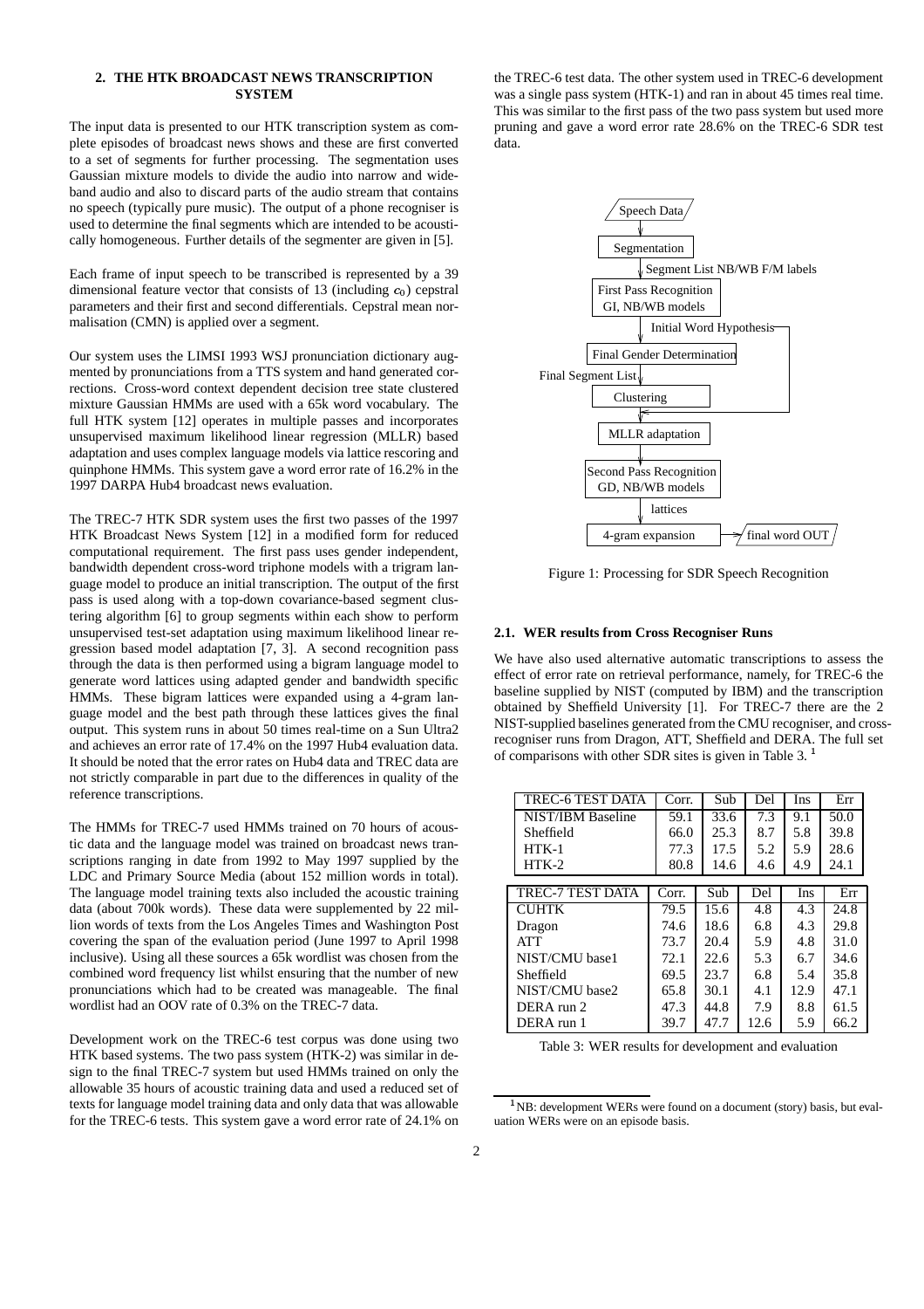## 2. THE HTK BROADCAST NEWS TRANSCRIPTION SYSTEM

The input data is presented to our HTK transcription system as complete episodes of broadcast news shows and these are first converted to a set of segments for further processing. The segmentation uses Gaussian mixture models to divide the audio into narrow and wide-band audio and also to discard parts of the audio stream that contains no speech (typically pure music). The output of a phone recogniser is used to determine the final segments which are intended to be acoustically homogeneous. Further details of the segmenter are given in [5].

Each frame of input speech to be transcribed is represented by a 39 dimensional feature vector that consists of 13 (including $c_0$) cepstral parameters and their first and second differentials. Cepstral mean normalisation (CMN) is applied over a segment.

Our system uses the LIMSI 1993 WSJ pronunciation dictionary augmented by pronunciations from a TTS system and hand generated corrections. Cross-word context dependent decision tree state clustered mixture Gaussian HMMs are used with a 65k word vocabulary. The full HTK system [12] operates in multiple passes and incorporates unsupervised maximum likelihood linear regression (MLLR) based adaptation and uses complex language models via lattice rescoring and quinphone HMMs. This system gave a word error rate of 16.2% in the 1997 DARPA Hub4 broadcast news evaluation.

The TREC-7 HTK SDR system uses the first two passes of the 1997 HTK Broadcast News System [12] in a modified form for reduced computational requirement. The first pass uses gender independent, bandwidth dependent cross-word triphone models with a trigram language model to produce an initial transcription. The output of the first pass is used along with a top-down covariance-based segment clustering algorithm [6] to group segments within each show to perform unsupervised test-set adaptation using maximum likelihood linear regression based model adaptation [7, 3]. A second recognition pass through the data is then performed using a bigram language model to generate word lattices using adapted gender and bandwidth specific HMMs. These bigram lattices were expanded using a 4-gram language model and the best path through these lattices gives the final output. This system runs in about 50 times real-time on a Sun Ultra2 and achieves an error rate of 17.4% on the 1997 Hub4 evaluation data. It should be noted that the error rates on Hub4 data and TREC data are not strictly comparable in part due to the differences in quality of the reference transcriptions.

The HMMs for TREC-7 used HMMs trained on 70 hours of acoustic data and the language model was trained on broadcast news transcriptions ranging in date from 1992 to May 1997 supplied by the LDC and Primary Source Media (about 152 million words in total). The language model training texts also included the acoustic training data (about 700k words). These data were supplemented by 22 million words of texts from the Los Angeles Times and Washington Post covering the span of the evaluation period (June 1997 to April 1998 inclusive). Using all these sources a 65k wordlist was chosen from the combined word frequency list whilst ensuring that the number of new pronunciations which had to be created was manageable. The final wordlist had an OOV rate of 0.3% on the TREC-7 data.

Development work on the TREC-6 test corpus was done using two HTK based systems. The two pass system (HTK-2) was similar in design to the final TREC-7 system but used HMMs trained on only the allowable 35 hours of acoustic training data and used a reduced set of texts for language model training data and only data that was allowable for the TREC-6 tests. This system gave a word error rate of 24.1% on the TREC-6 test data. The other system used in TREC-6 development was a single pass system (HTK-1) and ran in about 45 times real time. This was similar to the first pass of the two pass system but used more pruning and gave a word error rate 28.6% on the TREC-6 SDR test data.

```
Speech Data
    |
Segmentation
    |  Segment List NB/WB F/M labels
First Pass Recognition
GI, NB/WB models
    |  Initial Word Hypothesis
Final Gender Determination
    |  Final Segment List
Clustering
    |
MLLR adaptation
    |
Second Pass Recognition
GD, NB/WB models
    |  lattices
4-gram expansion  -->  final word OUT
```

Figure 1: Processing for SDR Speech Recognition

### 2.1. WER results from Cross Recogniser Runs

We have also used alternative automatic transcriptions to assess the effect of error rate on retrieval performance, namely, for TREC-6 the baseline supplied by NIST (computed by IBM) and the transcription obtained by Sheffield University [1]. For TREC-7 there are the 2 NIST-supplied baselines generated from the CMU recogniser, and cross-recogniser runs from Dragon, ATT, Sheffield and DERA. The full set of comparisons with other SDR sites is given in Table 3. [1]

| TREC-6 TEST DATA | Corr. | Sub | Del | Ins | Err |
|---|---|---|---|---|---|
| NIST/IBM Baseline | 59.1 | 33.6 | 7.3 | 9.1 | 50.0 |
| Sheffield | 66.0 | 25.3 | 8.7 | 5.8 | 39.8 |
| HTK-1 | 77.3 | 17.5 | 5.2 | 5.9 | 28.6 |
| HTK-2 | 80.8 | 14.6 | 4.6 | 4.9 | 24.1 |
| **TREC-7 TEST DATA** | **Corr.** | **Sub** | **Del** | **Ins** | **Err** |
| CUHTK | 79.5 | 15.6 | 4.8 | 4.3 | 24.8 |
| Dragon | 74.6 | 18.6 | 6.8 | 4.3 | 29.8 |
| ATT | 73.7 | 20.4 | 5.9 | 4.8 | 31.0 |
| NIST/CMU base1 | 72.1 | 22.6 | 5.3 | 6.7 | 34.6 |
| Sheffield | 69.5 | 23.7 | 6.8 | 5.4 | 35.8 |
| NIST/CMU base2 | 65.8 | 30.1 | 4.1 | 12.9 | 47.1 |
| DERA run 2 | 47.3 | 44.8 | 7.9 | 8.8 | 61.5 |
| DERA run 1 | 39.7 | 47.7 | 12.6 | 5.9 | 66.2 |

Table 3: WER results for development and evaluation

[1] NB: development WERs were found on a document (story) basis, but evaluation WERs were on an episode basis.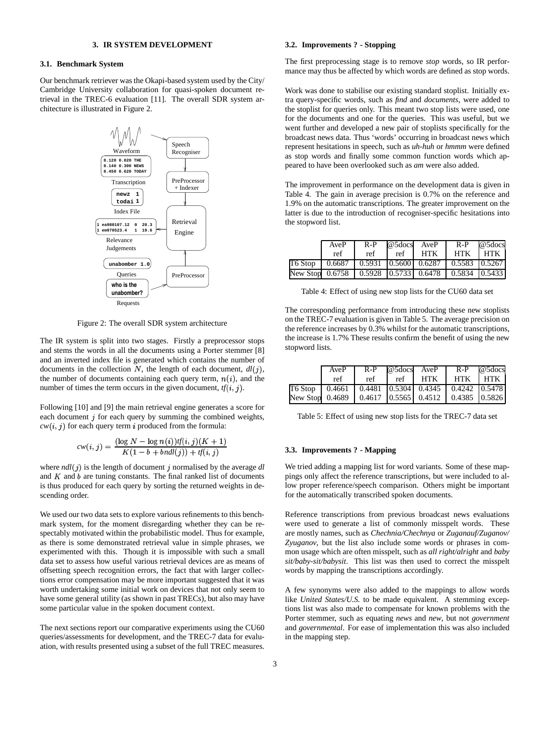## 3. IR SYSTEM DEVELOPMENT

### 3.1. Benchmark System

Our benchmark retriever was the Okapi-based system used by the City/ Cambridge University collaboration for quasi-spoken document retrieval in the TREC-6 evaluation [11]. The overall SDR system architecture is illustrated in Figure 2.

Figure 2: The overall SDR system architecture

The IR system is split into two stages. Firstly a preprocessor stops and stems the words in all the documents using a Porter stemmer [8] and an inverted index file is generated which contains the number of documents in the collection $N$, the length of each document, $dl(j)$, the number of documents containing each query term, $n(i)$, and the number of times the term occurs in the given document, $tf(i,j)$.

Following [10] and [9] the main retrieval engine generates a score for each document $j$ for each query by summing the combined weights, $cw(i,j)$ for each query term $i$ produced from the formula:

$$cw(i,j) = \frac{(\log N - \log n(i))tf(i,j)(K+1)}{K(1-b+bndl(j)) + tf(i,j)}$$

where $ndl(j)$ is the length of document $j$ normalised by the average $dl$ and $K$ and $b$ are tuning constants. The final ranked list of documents is thus produced for each query by sorting the returned weights in descending order.

We used our two data sets to explore various refinements to this benchmark system, for the moment disregarding whether they can be respectably motivated within the probabilistic model. Thus for example, as there is some demonstrated retrieval value in simple phrases, we experimented with this. Though it is impossible with such a small data set to assess how useful various retrieval devices are as means of offsetting speech recognition errors, the fact that with larger collections error compensation may be more important suggested that it was worth undertaking some initial work on devices that not only seem to have some general utility (as shown in past TRECs), but also may have some particular value in the spoken document context.

The next sections report our comparative experiments using the CU60 queries/assessments for development, and the TREC-7 data for evaluation, with results presented using a subset of the full TREC measures.

### 3.2. Improvements ? - Stopping

The first preprocessing stage is to remove *stop* words, so IR performance may thus be affected by which words are defined as stop words.

Work was done to stabilise our existing standard stoplist. Initially extra query-specific words, such as *find* and *documents*, were added to the stoplist for queries only. This meant two stop lists were used, one for the documents and one for the queries. This was useful, but we went further and developed a new pair of stoplists specifically for the broadcast news data. Thus 'words' occurring in broadcast news which represent hesitations in speech, such as *uh-huh* or *hmmm* were defined as stop words and finally some common function words which appeared to have been overlooked such as *am* were also added.

The improvement in performance on the development data is given in Table 4. The gain in average precision is 0.7% on the reference and 1.9% on the automatic transcriptions. The greater improvement on the latter is due to the introduction of recogniser-specific hesitations into the stopword list.

| | AveP ref | R-P ref | @5docs ref | AveP HTK | R-P HTK | @5docs HTK |
|---|---|---|---|---|---|---|
| T6 Stop | 0.6687 | 0.5931 | 0.5600 | 0.6287 | 0.5583 | 0.5267 |
| New Stop | 0.6758 | 0.5928 | 0.5733 | 0.6478 | 0.5834 | 0.5433 |

Table 4: Effect of using new stop lists for the CU60 data set

The corresponding performance from introducing these new stoplists on the TREC-7 evaluation is given in Table 5. The average precision on the reference increases by 0.3% whilst for the automatic transcriptions, the increase is 1.7% These results confirm the benefit of using the new stopword lists.

| | AveP ref | R-P ref | @5docs ref | AveP HTK | R-P HTK | @5docs HTK |
|---|---|---|---|---|---|---|
| T6 Stop | 0.4661 | 0.4481 | 0.5304 | 0.4345 | 0.4242 | 0.5478 |
| New Stop | 0.4689 | 0.4617 | 0.5565 | 0.4512 | 0.4385 | 0.5826 |

Table 5: Effect of using new stop lists for the TREC-7 data set

### 3.3. Improvements ? - Mapping

We tried adding a mapping list for word variants. Some of these mappings only affect the reference transcriptions, but were included to allow proper reference/speech comparison. Others might be important for the automatically transcribed spoken documents.

Reference transcriptions from previous broadcast news evaluations were used to generate a list of commonly misspelt words. These are mostly names, such as *Chechnia/Chechnya* or *Zuganauf/Zuganov/ Zyuganov*, but the list also include some words or phrases in common usage which are often misspelt, such as *all right/alright* and *baby sit/baby-sit/babysit*. This list was then used to correct the misspelt words by mapping the transcriptions accordingly.

A few synonyms were also added to the mappings to allow words like *United States/U.S.* to be made equivalent. A stemming exceptions list was also made to compensate for known problems with the Porter stemmer, such as equating *news* and *new*, but not *government* and *governmental*. For ease of implementation this was also included in the mapping step.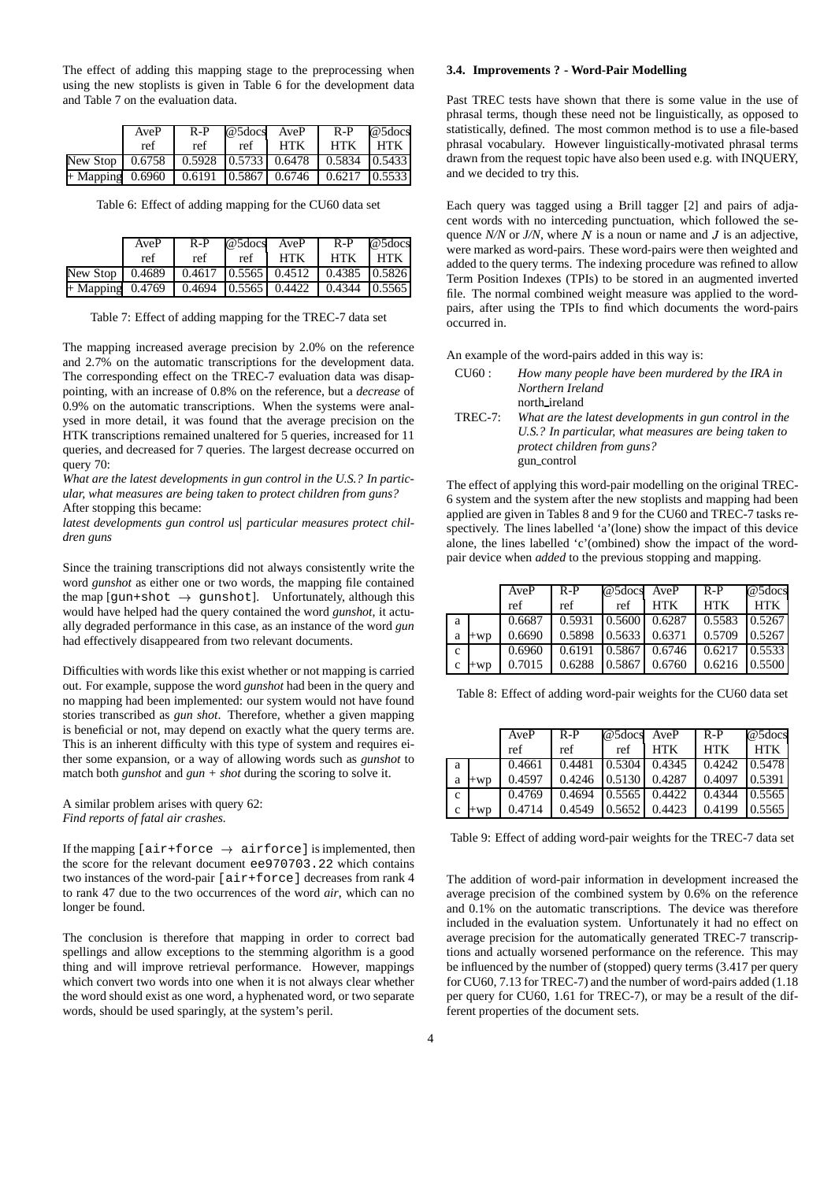The effect of adding this mapping stage to the preprocessing when using the new stoplists is given in Table 6 for the development data and Table 7 on the evaluation data.

| | AveP ref | R-P ref | @5docs ref | AveP HTK | R-P HTK | @5docs HTK |
|---|---|---|---|---|---|---|
| New Stop | 0.6758 | 0.5928 | 0.5733 | 0.6478 | 0.5834 | 0.5433 |
| + Mapping | 0.6960 | 0.6191 | 0.5867 | 0.6746 | 0.6217 | 0.5533 |

Table 6: Effect of adding mapping for the CU60 data set

| | AveP ref | R-P ref | @5docs ref | AveP HTK | R-P HTK | @5docs HTK |
|---|---|---|---|---|---|---|
| New Stop | 0.4689 | 0.4617 | 0.5565 | 0.4512 | 0.4385 | 0.5826 |
| + Mapping | 0.4769 | 0.4694 | 0.5565 | 0.4422 | 0.4344 | 0.5565 |

Table 7: Effect of adding mapping for the TREC-7 data set

The mapping increased average precision by 2.0% on the reference and 2.7% on the automatic transcriptions for the development data. The corresponding effect on the TREC-7 evaluation data was disappointing, with an increase of 0.8% on the reference, but a *decrease* of 0.9% on the automatic transcriptions. When the systems were analysed in more detail, it was found that the average precision on the HTK transcriptions remained unaltered for 5 queries, increased for 11 queries, and decreased for 7 queries. The largest decrease occurred on query 70:

*What are the latest developments in gun control in the U.S.? In particular, what measures are being taken to protect children from guns?*

After stopping this became:

*latest developments gun control us| particular measures protect children guns*

Since the training transcriptions did not always consistently write the word *gunshot* as either one or two words, the mapping file contained the map [gun+shot $\rightarrow$ gunshot]. Unfortunately, although this would have helped had the query contained the word *gunshot*, it actually degraded performance in this case, as an instance of the word *gun* had effectively disappeared from two relevant documents.

Difficulties with words like this exist whether or not mapping is carried out. For example, suppose the word *gunshot* had been in the query and no mapping had been implemented: our system would not have found stories transcribed as *gun shot*. Therefore, whether a given mapping is beneficial or not, may depend on exactly what the query terms are. This is an inherent difficulty with this type of system and requires either some expansion, or a way of allowing words such as *gunshot* to match both *gunshot* and *gun + shot* during the scoring to solve it.

A similar problem arises with query 62:

*Find reports of fatal air crashes.*

If the mapping [air+force $\rightarrow$ airforce] is implemented, then the score for the relevant document ee970703.22 which contains two instances of the word-pair [air+force] decreases from rank 4 to rank 47 due to the two occurrences of the word *air*, which can no longer be found.

The conclusion is therefore that mapping in order to correct bad spellings and allow exceptions to the stemming algorithm is a good thing and will improve retrieval performance. However, mappings which convert two words into one when it is not always clear whether the word should exist as one word, a hyphenated word, or two separate words, should be used sparingly, at the system's peril.

### 3.4. Improvements ? - Word-Pair Modelling

Past TREC tests have shown that there is some value in the use of phrasal terms, though these need not be linguistically, as opposed to statistically, defined. The most common method is to use a file-based phrasal vocabulary. However linguistically-motivated phrasal terms drawn from the request topic have also been used e.g. with INQUERY, and we decided to try this.

Each query was tagged using a Brill tagger [2] and pairs of adjacent words with no interceding punctuation, which followed the sequence *N/N* or *J/N*, where $N$ is a noun or name and $J$ is an adjective, were marked as word-pairs. These word-pairs were then weighted and added to the query terms. The indexing procedure was refined to allow Term Position Indexes (TPIs) to be stored in an augmented inverted file. The normal combined weight measure was applied to the word-pairs, after using the TPIs to find which documents the word-pairs occurred in.

An example of the word-pairs added in this way is:

CU60 : *How many people have been murdered by the IRA in Northern Ireland*
north_ireland

TREC-7: *What are the latest developments in gun control in the U.S.? In particular, what measures are being taken to protect children from guns?*
gun_control

The effect of applying this word-pair modelling on the original TREC-6 system and the system after the new stoplists and mapping had been applied are given in Tables 8 and 9 for the CU60 and TREC-7 tasks respectively. The lines labelled 'a'(lone) show the impact of this device alone, the lines labelled 'c'(ombined) show the impact of the word-pair device when *added* to the previous stopping and mapping.

| | | AveP ref | R-P ref | @5docs ref | AveP HTK | R-P HTK | @5docs HTK |
|---|---|---|---|---|---|---|---|
| a | | 0.6687 | 0.5931 | 0.5600 | 0.6287 | 0.5583 | 0.5267 |
| a | +wp | 0.6690 | 0.5898 | 0.5633 | 0.6371 | 0.5709 | 0.5267 |
| c | | 0.6960 | 0.6191 | 0.5867 | 0.6746 | 0.6217 | 0.5533 |
| c | +wp | 0.7015 | 0.6288 | 0.5867 | 0.6760 | 0.6216 | 0.5500 |

Table 8: Effect of adding word-pair weights for the CU60 data set

| | | AveP ref | R-P ref | @5docs ref | AveP HTK | R-P HTK | @5docs HTK |
|---|---|---|---|---|---|---|---|
| a | | 0.4661 | 0.4481 | 0.5304 | 0.4345 | 0.4242 | 0.5478 |
| a | +wp | 0.4597 | 0.4246 | 0.5130 | 0.4287 | 0.4097 | 0.5391 |
| c | | 0.4769 | 0.4694 | 0.5565 | 0.4422 | 0.4344 | 0.5565 |
| c | +wp | 0.4714 | 0.4549 | 0.5652 | 0.4423 | 0.4199 | 0.5565 |

Table 9: Effect of adding word-pair weights for the TREC-7 data set

The addition of word-pair information in development increased the average precision of the combined system by 0.6% on the reference and 0.1% on the automatic transcriptions. The device was therefore included in the evaluation system. Unfortunately it had no effect on average precision for the automatically generated TREC-7 transcriptions and actually worsened performance on the reference. This may be influenced by the number of (stopped) query terms (3.417 per query for CU60, 7.13 for TREC-7) and the number of word-pairs added (1.18 per query for CU60, 1.61 for TREC-7), or may be a result of the different properties of the document sets.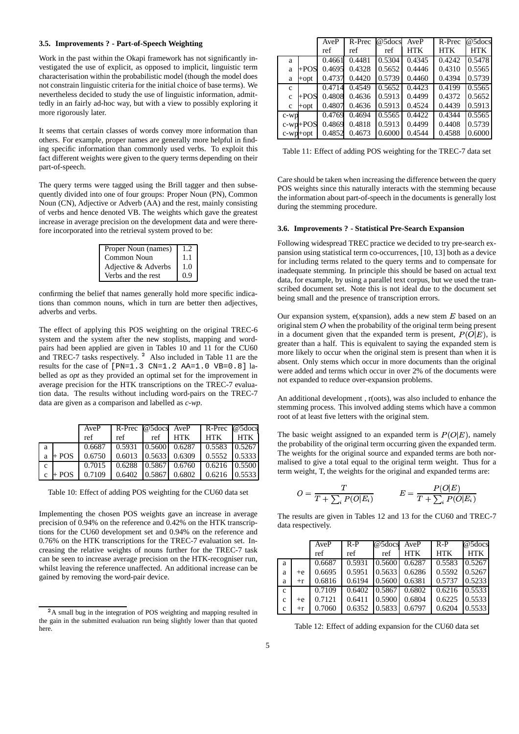### 3.5. Improvements ? - Part-of-Speech Weighting

Work in the past within the Okapi framework has not significantly investigated the use of explicit, as opposed to implicit, linguistic term characterisation within the probabilistic model (though the model does not constrain linguistic criteria for the initial choice of base terms). We nevertheless decided to study the use of linguistic information, admittedly in an fairly ad-hoc way, but with a view to possibly exploring it more rigorously later.

It seems that certain classes of words convey more information than others. For example, proper names are generally more helpful in finding specific information than commonly used verbs. To exploit this fact different weights were given to the query terms depending on their part-of-speech.

The query terms were tagged using the Brill tagger and then subsequently divided into one of four groups: Proper Noun (PN), Common Noun (CN), Adjective or Adverb (AA) and the rest, mainly consisting of verbs and hence denoted VB. The weights which gave the greatest increase in average precision on the development data and were therefore incorporated into the retrieval system proved to be:

| | |
|---|---|
| Proper Noun (names) | 1.2 |
| Common Noun | 1.1 |
| Adjective & Adverbs | 1.0 |
| Verbs and the rest | 0.9 |

confirming the belief that names generally hold more specific indications than common nouns, which in turn are better then adjectives, adverbs and verbs.

The effect of applying this POS weighting on the original TREC-6 system and the system after the new stoplists, mapping and word-pairs had been applied are given in Tables 10 and 11 for the CU60 and TREC-7 tasks respectively. [2] Also included in Table 11 are the results for the case of `[PN=1.3 CN=1.2 AA=1.0 VB=0.8]` labelled as *opt* as they provided an optimal set for the improvement in average precision for the HTK transcriptions on the TREC-7 evaluation data. The results without including word-pairs on the TREC-7 data are given as a comparison and labelled as *c-wp*.

| | | AveP ref | R-Prec ref | @5docs ref | AveP HTK | R-Prec HTK | @5docs HTK |
|---|---|---|---|---|---|---|---|
| a | | 0.6687 | 0.5931 | 0.5600 | 0.6287 | 0.5583 | 0.5267 |
| a | + POS | 0.6750 | 0.6013 | 0.5633 | 0.6309 | 0.5552 | 0.5333 |
| c | | 0.7015 | 0.6288 | 0.5867 | 0.6760 | 0.6216 | 0.5500 |
| c | + POS | 0.7109 | 0.6402 | 0.5867 | 0.6802 | 0.6216 | 0.5533 |

Table 10: Effect of adding POS weighting for the CU60 data set

Implementing the chosen POS weights gave an increase in average precision of 0.94% on the reference and 0.42% on the HTK transcriptions for the CU60 development set and 0.94% on the reference and 0.76% on the HTK transcriptions for the TREC-7 evaluation set. Increasing the relative weights of nouns further for the TREC-7 task can be seen to increase average precision on the HTK-recogniser run, whilst leaving the reference unaffected. An additional increase can be gained by removing the word-pair device.

[2] A small bug in the integration of POS weighting and mapping resulted in the gain in the submitted evaluation run being slightly lower than that quoted here.

| | | AveP ref | R-Prec ref | @5docs ref | AveP HTK | R-Prec HTK | @5docs HTK |
|---|---|---|---|---|---|---|---|
| a | | 0.4661 | 0.4481 | 0.5304 | 0.4345 | 0.4242 | 0.5478 |
| a | +POS | 0.4695 | 0.4328 | 0.5652 | 0.4446 | 0.4310 | 0.5565 |
| a | +opt | 0.4737 | 0.4420 | 0.5739 | 0.4460 | 0.4394 | 0.5739 |
| c | | 0.4714 | 0.4549 | 0.5652 | 0.4423 | 0.4199 | 0.5565 |
| c | +POS | 0.4808 | 0.4636 | 0.5913 | 0.4499 | 0.4372 | 0.5652 |
| c | +opt | 0.4807 | 0.4636 | 0.5913 | 0.4524 | 0.4439 | 0.5913 |
| c-wp | | 0.4769 | 0.4694 | 0.5565 | 0.4422 | 0.4344 | 0.5565 |
| c-wp | +POS | 0.4869 | 0.4818 | 0.5913 | 0.4499 | 0.4408 | 0.5739 |
| c-wp | +opt | 0.4852 | 0.4673 | 0.6000 | 0.4544 | 0.4588 | 0.6000 |

Table 11: Effect of adding POS weighting for the TREC-7 data set

Care should be taken when increasing the difference between the query POS weights since this naturally interacts with the stemming because the information about part-of-speech in the documents is generally lost during the stemming procedure.

### 3.6. Improvements ? - Statistical Pre-Search Expansion

Following widespread TREC practice we decided to try pre-search expansion using statistical term co-occurrences, [10, 13] both as a device for including terms related to the query terms and to compensate for inadequate stemming. In principle this should be based on actual text data, for example, by using a parallel text corpus, but we used the transcribed document set. Note this is not ideal due to the document set being small and the presence of transcription errors.

Our expansion system, e(xpansion), adds a new stem $E$ based on an original stem $O$ when the probability of the original term being present in a document given that the expanded term is present, $P(O|E)$, is greater than a half. This is equivalent to saying the expanded stem is more likely to occur when the original stem is present than when it is absent. Only stems which occur in more documents than the original were added and terms which occur in over 2% of the documents were not expanded to reduce over-expansion problems.

An additional development , r(oots), was also included to enhance the stemming process. This involved adding stems which have a common root of at least five letters with the original stem.

The basic weight assigned to an expanded term is $P(O|E)$, namely the probability of the original term occurring given the expanded term. The weights for the original source and expanded terms are both normalised to give a total equal to the original term weight. Thus for a term weight, T, the weights for the original and expanded terms are:

$$O = \frac{T}{T + \sum_i P(O|E_i)} \qquad E = \frac{P(O|E)}{T + \sum_i P(O|E_i)}$$

The results are given in Tables 12 and 13 for the CU60 and TREC-7 data respectively.

| | | AveP ref | R-P ref | @5docs ref | AveP HTK | R-P HTK | @5docs HTK |
|---|---|---|---|---|---|---|---|
| a | | 0.6687 | 0.5931 | 0.5600 | 0.6287 | 0.5583 | 0.5267 |
| a | +e | 0.6695 | 0.5951 | 0.5633 | 0.6286 | 0.5592 | 0.5267 |
| a | +r | 0.6816 | 0.6194 | 0.5600 | 0.6381 | 0.5737 | 0.5233 |
| c | | 0.7109 | 0.6402 | 0.5867 | 0.6802 | 0.6216 | 0.5533 |
| c | +e | 0.7121 | 0.6411 | 0.5900 | 0.6804 | 0.6225 | 0.5533 |
| c | +r | 0.7060 | 0.6352 | 0.5833 | 0.6797 | 0.6204 | 0.5533 |

Table 12: Effect of adding expansion for the CU60 data set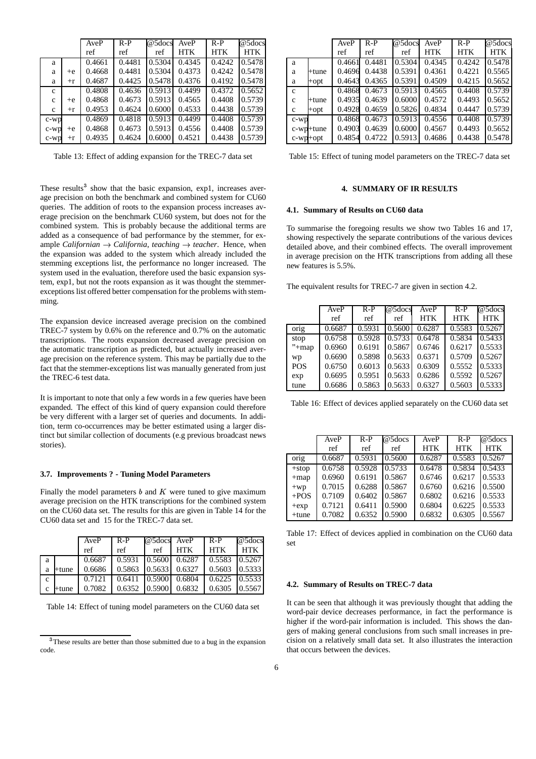| | | AveP ref | R-P ref | @5docs ref | AveP HTK | R-P HTK | @5docs HTK |
|---|---|---|---|---|---|---|---|
| a | | 0.4661 | 0.4481 | 0.5304 | 0.4345 | 0.4242 | 0.5478 |
| a | +e | 0.4668 | 0.4481 | 0.5304 | 0.4373 | 0.4242 | 0.5478 |
| a | +r | 0.4687 | 0.4425 | 0.5478 | 0.4376 | 0.4192 | 0.5478 |
| c | | 0.4808 | 0.4636 | 0.5913 | 0.4499 | 0.4372 | 0.5652 |
| c | +e | 0.4868 | 0.4673 | 0.5913 | 0.4565 | 0.4408 | 0.5739 |
| c | +r | 0.4953 | 0.4624 | 0.6000 | 0.4533 | 0.4438 | 0.5739 |
| c-wp | | 0.4869 | 0.4818 | 0.5913 | 0.4499 | 0.4408 | 0.5739 |
| c-wp | +e | 0.4868 | 0.4673 | 0.5913 | 0.4556 | 0.4408 | 0.5739 |
| c-wp | +r | 0.4935 | 0.4624 | 0.6000 | 0.4521 | 0.4438 | 0.5739 |

Table 13: Effect of adding expansion for the TREC-7 data set

These results[3] show that the basic expansion, exp1, increases average precision on both the benchmark and combined system for CU60 queries. The addition of roots to the expansion process increases average precision on the benchmark CU60 system, but does not for the combined system. This is probably because the additional terms are added as a consequence of bad performance by the stemmer, for example *Californian* → *California*, *teaching* → *teacher*. Hence, when the expansion was added to the system which already included the stemming exceptions list, the performance no longer increased. The system used in the evaluation, therefore used the basic expansion system, exp1, but not the roots expansion as it was thought the stemmer-exceptions list offered better compensation for the problems with stemming.

The expansion device increased average precision on the combined TREC-7 system by 0.6% on the reference and 0.7% on the automatic transcriptions. The roots expansion decreased average precision on the automatic transcription as predicted, but actually increased average precision on the reference system. This may be partially due to the fact that the stemmer-exceptions list was manually generated from just the TREC-6 test data.

It is important to note that only a few words in a few queries have been expanded. The effect of this kind of query expansion could therefore be very different with a larger set of queries and documents. In addition, term co-occurrences may be better estimated using a larger distinct but similar collection of documents (e.g previous broadcast news stories).

### 3.7. Improvements ? - Tuning Model Parameters

Finally the model parameters $b$ and $K$ were tuned to give maximum average precision on the HTK transcriptions for the combined system on the CU60 data set. The results for this are given in Table 14 for the CU60 data set and 15 for the TREC-7 data set.

| | | AveP ref | R-P ref | @5docs ref | AveP HTK | R-P HTK | @5docs HTK |
|---|---|---|---|---|---|---|---|
| a | | 0.6687 | 0.5931 | 0.5600 | 0.6287 | 0.5583 | 0.5267 |
| a | +tune | 0.6686 | 0.5863 | 0.5633 | 0.6327 | 0.5603 | 0.5333 |
| c | | 0.7121 | 0.6411 | 0.5900 | 0.6804 | 0.6225 | 0.5533 |
| c | +tune | 0.7082 | 0.6352 | 0.5900 | 0.6832 | 0.6305 | 0.5567 |

Table 14: Effect of tuning model parameters on the CU60 data set

[3] These results are better than those submitted due to a bug in the expansion code.

| | | AveP ref | R-P ref | @5docs ref | AveP HTK | R-P HTK | @5docs HTK |
|---|---|---|---|---|---|---|---|
| a | | 0.4661 | 0.4481 | 0.5304 | 0.4345 | 0.4242 | 0.5478 |
| a | +tune | 0.4696 | 0.4438 | 0.5391 | 0.4361 | 0.4221 | 0.5565 |
| a | +opt | 0.4643 | 0.4365 | 0.5391 | 0.4509 | 0.4215 | 0.5652 |
| c | | 0.4868 | 0.4673 | 0.5913 | 0.4565 | 0.4408 | 0.5739 |
| c | +tune | 0.4935 | 0.4639 | 0.6000 | 0.4572 | 0.4493 | 0.5652 |
| c | +opt | 0.4928 | 0.4659 | 0.5826 | 0.4834 | 0.4447 | 0.5739 |
| c-wp | | 0.4868 | 0.4673 | 0.5913 | 0.4556 | 0.4408 | 0.5739 |
| c-wp | +tune | 0.4903 | 0.4639 | 0.6000 | 0.4567 | 0.4493 | 0.5652 |
| c-wp | +opt | 0.4854 | 0.4722 | 0.5913 | 0.4686 | 0.4438 | 0.5478 |

Table 15: Effect of tuning model parameters on the TREC-7 data set

## 4. SUMMARY OF IR RESULTS

### 4.1. Summary of Results on CU60 data

To summarise the foregoing results we show two Tables 16 and 17, showing respectively the separate contributions of the various devices detailed above, and their combined effects. The overall improvement in average precision on the HTK transcriptions from adding all these new features is 5.5%.

The equivalent results for TREC-7 are given in section 4.2.

| | AveP ref | R-P ref | @5docs ref | AveP HTK | R-P HTK | @5docs HTK |
|---|---|---|---|---|---|---|
| orig | 0.6687 | 0.5931 | 0.5600 | 0.6287 | 0.5583 | 0.5267 |
| stop | 0.6758 | 0.5928 | 0.5733 | 0.6478 | 0.5834 | 0.5433 |
| "+map | 0.6960 | 0.6191 | 0.5867 | 0.6746 | 0.6217 | 0.5533 |
| wp | 0.6690 | 0.5898 | 0.5633 | 0.6371 | 0.5709 | 0.5267 |
| POS | 0.6750 | 0.6013 | 0.5633 | 0.6309 | 0.5552 | 0.5333 |
| exp | 0.6695 | 0.5951 | 0.5633 | 0.6286 | 0.5592 | 0.5267 |
| tune | 0.6686 | 0.5863 | 0.5633 | 0.6327 | 0.5603 | 0.5333 |

Table 16: Effect of devices applied separately on the CU60 data set

| | AveP ref | R-P ref | @5docs ref | AveP HTK | R-P HTK | @5docs HTK |
|---|---|---|---|---|---|---|
| orig | 0.6687 | 0.5931 | 0.5600 | 0.6287 | 0.5583 | 0.5267 |
| +stop | 0.6758 | 0.5928 | 0.5733 | 0.6478 | 0.5834 | 0.5433 |
| +map | 0.6960 | 0.6191 | 0.5867 | 0.6746 | 0.6217 | 0.5533 |
| +wp | 0.7015 | 0.6288 | 0.5867 | 0.6760 | 0.6216 | 0.5500 |
| +POS | 0.7109 | 0.6402 | 0.5867 | 0.6802 | 0.6216 | 0.5533 |
| +exp | 0.7121 | 0.6411 | 0.5900 | 0.6804 | 0.6225 | 0.5533 |
| +tune | 0.7082 | 0.6352 | 0.5900 | 0.6832 | 0.6305 | 0.5567 |

Table 17: Effect of devices applied in combination on the CU60 data set

### 4.2. Summary of Results on TREC-7 data

It can be seen that although it was previously thought that adding the word-pair device decreases performance, in fact the performance is higher if the word-pair information is included. This shows the dangers of making general conclusions from such small increases in precision on a relatively small data set. It also illustrates the interaction that occurs between the devices.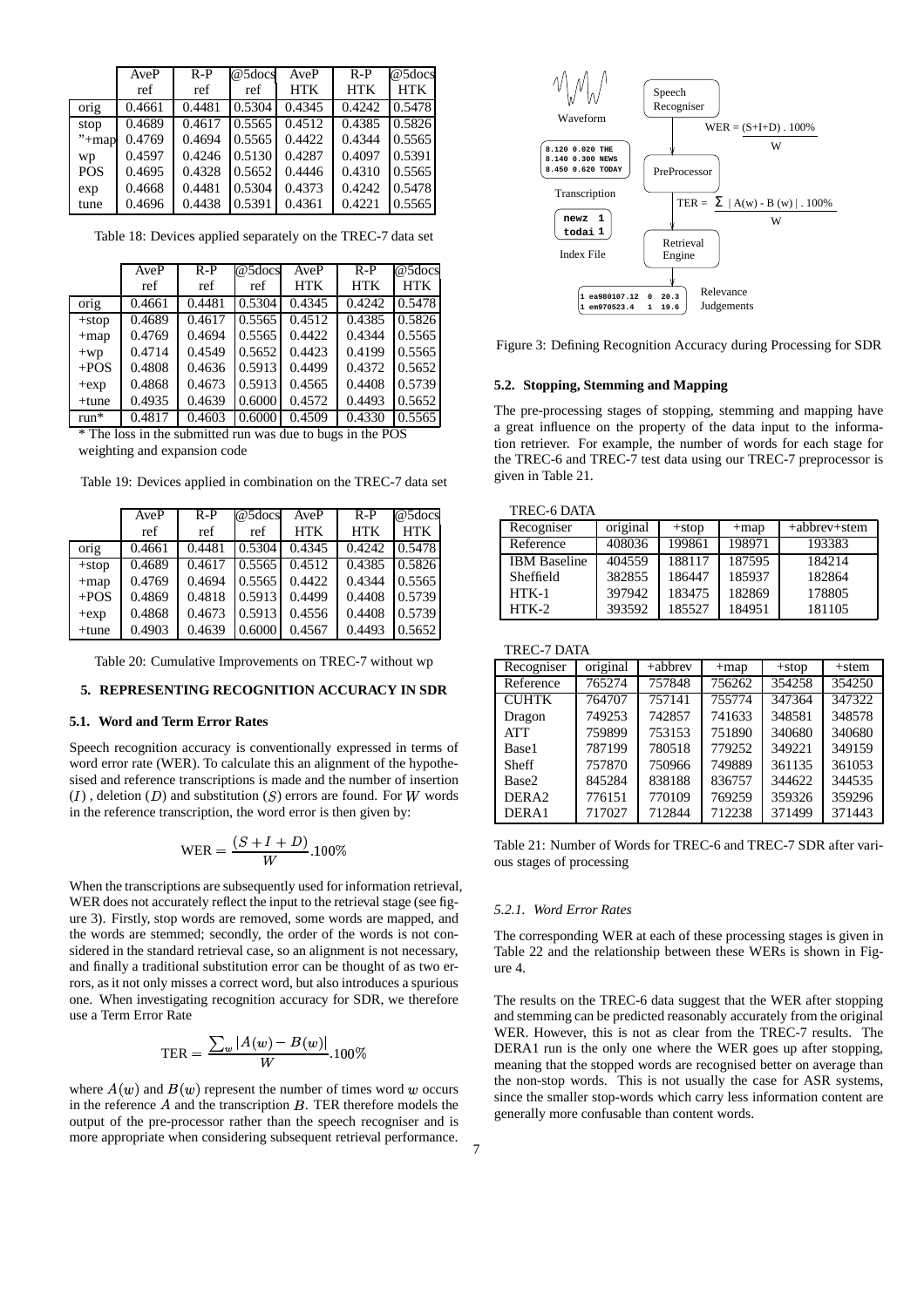|  | AveP ref | R-P ref | @5docs ref | AveP HTK | R-P HTK | @5docs HTK |
|---|---|---|---|---|---|---|
| orig | 0.4661 | 0.4481 | 0.5304 | 0.4345 | 0.4242 | 0.5478 |
| stop | 0.4689 | 0.4617 | 0.5565 | 0.4512 | 0.4385 | 0.5826 |
| "+map | 0.4769 | 0.4694 | 0.5565 | 0.4422 | 0.4344 | 0.5565 |
| wp | 0.4597 | 0.4246 | 0.5130 | 0.4287 | 0.4097 | 0.5391 |
| POS | 0.4695 | 0.4328 | 0.5652 | 0.4446 | 0.4310 | 0.5565 |
| exp | 0.4668 | 0.4481 | 0.5304 | 0.4373 | 0.4242 | 0.5478 |
| tune | 0.4696 | 0.4438 | 0.5391 | 0.4361 | 0.4221 | 0.5565 |

Table 18: Devices applied separately on the TREC-7 data set

|  | AveP ref | R-P ref | @5docs ref | AveP HTK | R-P HTK | @5docs HTK |
|---|---|---|---|---|---|---|
| orig | 0.4661 | 0.4481 | 0.5304 | 0.4345 | 0.4242 | 0.5478 |
| +stop | 0.4689 | 0.4617 | 0.5565 | 0.4512 | 0.4385 | 0.5826 |
| +map | 0.4769 | 0.4694 | 0.5565 | 0.4422 | 0.4344 | 0.5565 |
| +wp | 0.4714 | 0.4549 | 0.5652 | 0.4423 | 0.4199 | 0.5565 |
| +POS | 0.4808 | 0.4636 | 0.5913 | 0.4499 | 0.4372 | 0.5652 |
| +exp | 0.4868 | 0.4673 | 0.5913 | 0.4565 | 0.4408 | 0.5739 |
| +tune | 0.4935 | 0.4639 | 0.6000 | 0.4572 | 0.4493 | 0.5652 |
| run* | 0.4817 | 0.4603 | 0.6000 | 0.4509 | 0.4330 | 0.5565 |

* The loss in the submitted run was due to bugs in the POS weighting and expansion code

Table 19: Devices applied in combination on the TREC-7 data set

|  | AveP ref | R-P ref | @5docs ref | AveP HTK | R-P HTK | @5docs HTK |
|---|---|---|---|---|---|---|
| orig | 0.4661 | 0.4481 | 0.5304 | 0.4345 | 0.4242 | 0.5478 |
| +stop | 0.4689 | 0.4617 | 0.5565 | 0.4512 | 0.4385 | 0.5826 |
| +map | 0.4769 | 0.4694 | 0.5565 | 0.4422 | 0.4344 | 0.5565 |
| +POS | 0.4869 | 0.4818 | 0.5913 | 0.4499 | 0.4408 | 0.5739 |
| +exp | 0.4868 | 0.4673 | 0.5913 | 0.4556 | 0.4408 | 0.5739 |
| +tune | 0.4903 | 0.4639 | 0.6000 | 0.4567 | 0.4493 | 0.5652 |

Table 20: Cumulative Improvements on TREC-7 without wp

## 5. REPRESENTING RECOGNITION ACCURACY IN SDR

### 5.1. Word and Term Error Rates

Speech recognition accuracy is conventionally expressed in terms of word error rate (WER). To calculate this an alignment of the hypothesised and reference transcriptions is made and the number of insertion ($I$), deletion ($D$) and substitution ($S$) errors are found. For $W$ words in the reference transcription, the word error is then given by:

$$\text{WER} = \frac{(S + I + D)}{W}.100\%$$

When the transcriptions are subsequently used for information retrieval, WER does not accurately reflect the input to the retrieval stage (see figure 3). Firstly, stop words are removed, some words are mapped, and the words are stemmed; secondly, the order of the words is not considered in the standard retrieval case, so an alignment is not necessary, and finally a traditional substitution error can be thought of as two errors, as it not only misses a correct word, but also introduces a spurious one. When investigating recognition accuracy for SDR, we therefore use a Term Error Rate

$$\text{TER} = \frac{\sum_w |A(w) - B(w)|}{W}.100\%$$

where $A(w)$ and $B(w)$ represent the number of times word $w$ occurs in the reference $A$ and the transcription $B$. TER therefore models the output of the pre-processor rather than the speech recogniser and is more appropriate when considering subsequent retrieval performance.

Figure 3: Defining Recognition Accuracy during Processing for SDR

### 5.2. Stopping, Stemming and Mapping

The pre-processing stages of stopping, stemming and mapping have a great influence on the property of the data input to the information retriever. For example, the number of words for each stage for the TREC-6 and TREC-7 test data using our TREC-7 preprocessor is given in Table 21.

TREC-6 DATA

| Recogniser | original | +stop | +map | +abbrev+stem |
|---|---|---|---|---|
| Reference | 408036 | 199861 | 198971 | 193383 |
| IBM Baseline | 404559 | 188117 | 187595 | 184214 |
| Sheffield | 382855 | 186447 | 185937 | 182864 |
| HTK-1 | 397942 | 183475 | 182869 | 178805 |
| HTK-2 | 393592 | 185527 | 184951 | 181105 |

TREC-7 DATA

| Recogniser | original | +abbrev | +map | +stop | +stem |
|---|---|---|---|---|---|
| Reference | 765274 | 757848 | 756262 | 354258 | 354250 |
| CUHTK | 764707 | 757141 | 755774 | 347364 | 347322 |
| Dragon | 749253 | 742857 | 741633 | 348581 | 348578 |
| ATT | 759899 | 753153 | 751890 | 340680 | 340680 |
| Base1 | 787199 | 780518 | 779252 | 349221 | 349159 |
| Sheff | 757870 | 750966 | 749889 | 361135 | 361053 |
| Base2 | 845284 | 838188 | 836757 | 344622 | 344535 |
| DERA2 | 776151 | 770109 | 769259 | 359326 | 359296 |
| DERA1 | 717027 | 712844 | 712238 | 371499 | 371443 |

Table 21: Number of Words for TREC-6 and TREC-7 SDR after various stages of processing

#### 5.2.1. Word Error Rates

The corresponding WER at each of these processing stages is given in Table 22 and the relationship between these WERs is shown in Figure 4.

The results on the TREC-6 data suggest that the WER after stopping and stemming can be predicted reasonably accurately from the original WER. However, this is not as clear from the TREC-7 results. The DERA1 run is the only one where the WER goes up after stopping, meaning that the stopped words are recognised better on average than the non-stop words. This is not usually the case for ASR systems, since the smaller stop-words which carry less information content are generally more confusable than content words.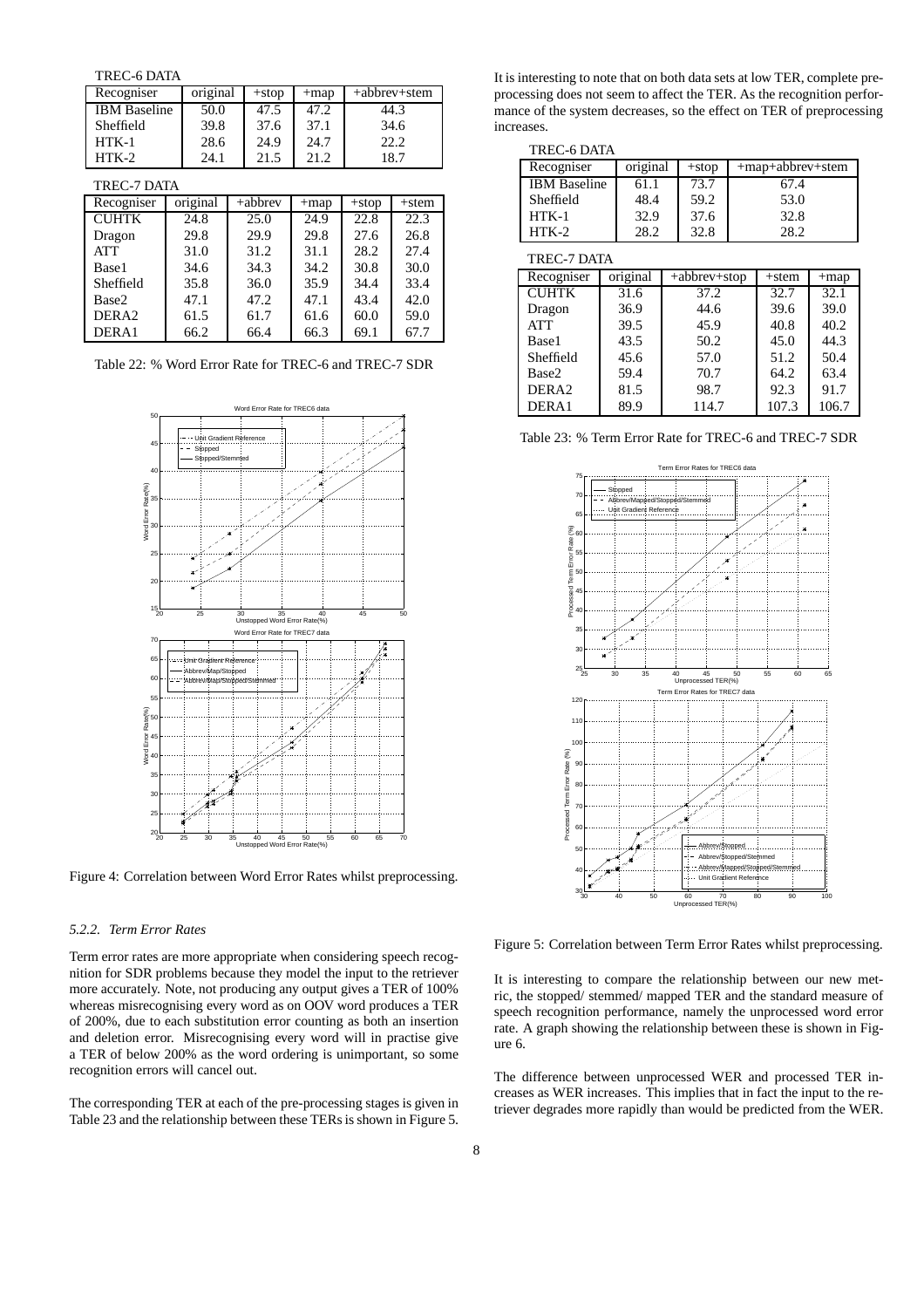TREC-6 DATA

| Recogniser | original | +stop | +map | +abbrev+stem |
|---|---|---|---|---|
| IBM Baseline | 50.0 | 47.5 | 47.2 | 44.3 |
| Sheffield | 39.8 | 37.6 | 37.1 | 34.6 |
| HTK-1 | 28.6 | 24.9 | 24.7 | 22.2 |
| HTK-2 | 24.1 | 21.5 | 21.2 | 18.7 |

TREC-7 DATA

| Recogniser | original | +abbrev | +map | +stop | +stem |
|---|---|---|---|---|---|
| CUHTK | 24.8 | 25.0 | 24.9 | 22.8 | 22.3 |
| Dragon | 29.8 | 29.9 | 29.8 | 27.6 | 26.8 |
| ATT | 31.0 | 31.2 | 31.1 | 28.2 | 27.4 |
| Base1 | 34.6 | 34.3 | 34.2 | 30.8 | 30.0 |
| Sheffield | 35.8 | 36.0 | 35.9 | 34.4 | 33.4 |
| Base2 | 47.1 | 47.2 | 47.1 | 43.4 | 42.0 |
| DERA2 | 61.5 | 61.7 | 61.6 | 60.0 | 59.0 |
| DERA1 | 66.2 | 66.4 | 66.3 | 69.1 | 67.7 |

Table 22: % Word Error Rate for TREC-6 and TREC-7 SDR

Figure 4: Correlation between Word Error Rates whilst preprocessing.

### 5.2.2. Term Error Rates

Term error rates are more appropriate when considering speech recognition for SDR problems because they model the input to the retriever more accurately. Note, not producing any output gives a TER of 100% whereas misrecognising every word as an OOV word produces a TER of 200%, due to each substitution error counting as both an insertion and deletion error. Misrecognising every word will in practise give a TER of below 200% as the word ordering is unimportant, so some recognition errors will cancel out.

The corresponding TER at each of the pre-processing stages is given in Table 23 and the relationship between these TERs is shown in Figure 5.

It is interesting to note that on both data sets at low TER, complete preprocessing does not seem to affect the TER. As the recognition performance of the system decreases, so the effect on TER of preprocessing increases.

TREC-6 DATA

| Recogniser | original | +stop | +map+abbrev+stem |
|---|---|---|---|
| IBM Baseline | 61.1 | 73.7 | 67.4 |
| Sheffield | 48.4 | 59.2 | 53.0 |
| HTK-1 | 32.9 | 37.6 | 32.8 |
| HTK-2 | 28.2 | 32.8 | 28.2 |

TREC-7 DATA

| Recogniser | original | +abbrev+stop | +stem | +map |
|---|---|---|---|---|
| CUHTK | 31.6 | 37.2 | 32.7 | 32.1 |
| Dragon | 36.9 | 44.6 | 39.6 | 39.0 |
| ATT | 39.5 | 45.9 | 40.8 | 40.2 |
| Base1 | 43.5 | 50.2 | 45.0 | 44.3 |
| Sheffield | 45.6 | 57.0 | 51.2 | 50.4 |
| Base2 | 59.4 | 70.7 | 64.2 | 63.4 |
| DERA2 | 81.5 | 98.7 | 92.3 | 91.7 |
| DERA1 | 89.9 | 114.7 | 107.3 | 106.7 |

Table 23: % Term Error Rate for TREC-6 and TREC-7 SDR

Figure 5: Correlation between Term Error Rates whilst preprocessing.

It is interesting to compare the relationship between our new metric, the stopped/ stemmed/ mapped TER and the standard measure of speech recognition performance, namely the unprocessed word error rate. A graph showing the relationship between these is shown in Figure 6.

The difference between unprocessed WER and processed TER increases as WER increases. This implies that in fact the input to the retriever degrades more rapidly than would be predicted from the WER.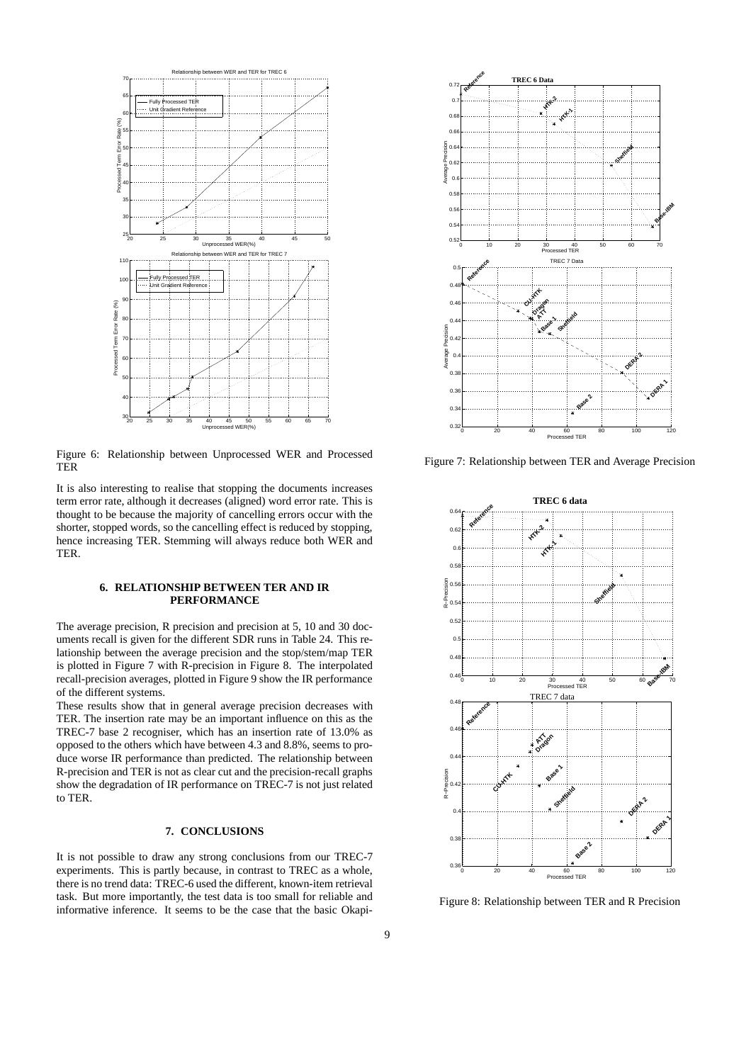Figure 6: Relationship between Unprocessed WER and Processed TER

It is also interesting to realise that stopping the documents increases term error rate, although it decreases (aligned) word error rate. This is thought to be because the majority of cancelling errors occur with the shorter, stopped words, so the cancelling effect is reduced by stopping, hence increasing TER. Stemming will always reduce both WER and TER.

### 6. RELATIONSHIP BETWEEN TER AND IR PERFORMANCE

The average precision, R precision and precision at 5, 10 and 30 documents recall is given for the different SDR runs in Table 24. This relationship between the average precision and the stop/stem/map TER is plotted in Figure 7 with R-precision in Figure 8. The interpolated recall-precision averages, plotted in Figure 9 show the IR performance of the different systems.

These results show that in general average precision decreases with TER. The insertion rate may be an important influence on this as the TREC-7 base 2 recogniser, which has an insertion rate of 13.0% as opposed to the others which have between 4.3 and 8.8%, seems to produce worse IR performance than predicted. The relationship between R-precision and TER is not as clear cut and the precision-recall graphs show the degradation of IR performance on TREC-7 is not just related to TER.

### 7. CONCLUSIONS

It is not possible to draw any strong conclusions from our TREC-7 experiments. This is partly because, in contrast to TREC as a whole, there is no trend data: TREC-6 used the different, known-item retrieval task. But more importantly, the test data is too small for reliable and informative inference. It seems to be the case that the basic Okapi-

Figure 7: Relationship between TER and Average Precision

Figure 8: Relationship between TER and R Precision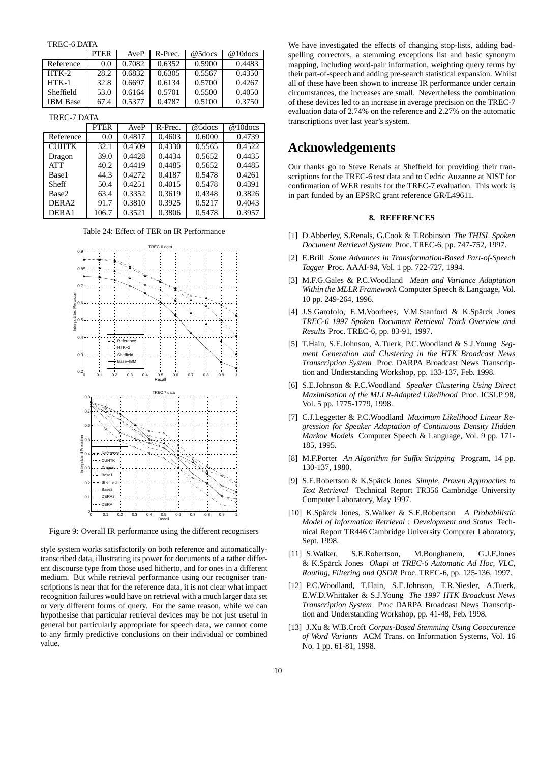TREC-6 DATA

| | PTER | AveP | R-Prec. | @5docs | @10docs |
|---|---|---|---|---|---|
| Reference | 0.0 | 0.7082 | 0.6352 | 0.5900 | 0.4483 |
| HTK-2 | 28.2 | 0.6832 | 0.6305 | 0.5567 | 0.4350 |
| HTK-1 | 32.8 | 0.6697 | 0.6134 | 0.5700 | 0.4267 |
| Sheffield | 53.0 | 0.6164 | 0.5701 | 0.5500 | 0.4050 |
| IBM Base | 67.4 | 0.5377 | 0.4787 | 0.5100 | 0.3750 |

TREC-7 DATA

| | PTER | AveP | R-Prec. | @5docs | @10docs |
|---|---|---|---|---|---|
| Reference | 0.0 | 0.4817 | 0.4603 | 0.6000 | 0.4739 |
| CUHTK | 32.1 | 0.4509 | 0.4330 | 0.5565 | 0.4522 |
| Dragon | 39.0 | 0.4428 | 0.4434 | 0.5652 | 0.4435 |
| ATT | 40.2 | 0.4419 | 0.4485 | 0.5652 | 0.4485 |
| Base1 | 44.3 | 0.4272 | 0.4187 | 0.5478 | 0.4261 |
| Sheff | 50.4 | 0.4251 | 0.4015 | 0.5478 | 0.4391 |
| Base2 | 63.4 | 0.3352 | 0.3619 | 0.4348 | 0.3826 |
| DERA2 | 91.7 | 0.3810 | 0.3925 | 0.5217 | 0.4043 |
| DERA1 | 106.7 | 0.3521 | 0.3806 | 0.5478 | 0.3957 |

Table 24: Effect of TER on IR Performance

TREC 6 data
Interpolated Precision
Recall
Reference
HTK-2
Sheffield
Base-IBM

TREC 7 data
Interpolated Precision
Recall
Reference
CUHTK
Dragon
Base1
Sheffield
Base2
DERA2
DERA

Figure 9: Overall IR performance using the different recognisers

style system works satisfactorily on both reference and automatically-transcribed data, illustrating its power for documents of a rather different discourse type from those used hitherto, and for ones in a different medium. But while retrieval performance using our recogniser transcriptions is near that for the reference data, it is not clear what impact recognition failures would have on retrieval with a much larger data set or very different forms of query. For the same reason, while we can hypothesise that particular retrieval devices may be not just useful in general but particularly appropriate for speech data, we cannot come to any firmly predictive conclusions on their individual or combined value.

We have investigated the effects of changing stop-lists, adding bad-spelling correctors, a stemming exceptions list and basic synonym mapping, including word-pair information, weighting query terms by their part-of-speech and adding pre-search statistical expansion. Whilst all of these have been shown to increase IR performance under certain circumstances, the increases are small. Nevertheless the combination of these devices led to an increase in average precision on the TREC-7 evaluation data of 2.74% on the reference and 2.27% on the automatic transcriptions over last year's system.

# Acknowledgements

Our thanks go to Steve Renals at Sheffield for providing their transcriptions for the TREC-6 test data and to Cedric Auzanne at NIST for confirmation of WER results for the TREC-7 evaluation. This work is in part funded by an EPSRC grant reference GR/L49611.

## 8. REFERENCES

[1] D.Abberley, S.Renals, G.Cook & T.Robinson *The THISL Spoken Document Retrieval System* Proc. TREC-6, pp. 747-752, 1997.

[2] E.Brill *Some Advances in Transformation-Based Part-of-Speech Tagger* Proc. AAAI-94, Vol. 1 pp. 722-727, 1994.

[3] M.F.G.Gales & P.C.Woodland *Mean and Variance Adaptation Within the MLLR Framework* Computer Speech & Language, Vol. 10 pp. 249-264, 1996.

[4] J.S.Garofolo, E.M.Voorhees, V.M.Stanford & K.Spärck Jones *TREC-6 1997 Spoken Document Retrieval Track Overview and Results* Proc. TREC-6, pp. 83-91, 1997.

[5] T.Hain, S.E.Johnson, A.Tuerk, P.C.Woodland & S.J.Young *Segment Generation and Clustering in the HTK Broadcast News Transcription System* Proc. DARPA Broadcast News Transcription and Understanding Workshop, pp. 133-137, Feb. 1998.

[6] S.E.Johnson & P.C.Woodland *Speaker Clustering Using Direct Maximisation of the MLLR-Adapted Likelihood* Proc. ICSLP 98, Vol. 5 pp. 1775-1779, 1998.

[7] C.J.Leggetter & P.C.Woodland *Maximum Likelihood Linear Regression for Speaker Adaptation of Continuous Density Hidden Markov Models* Computer Speech & Language, Vol. 9 pp. 171-185, 1995.

[8] M.F.Porter *An Algorithm for Suffix Stripping* Program, 14 pp. 130-137, 1980.

[9] S.E.Robertson & K.Spärck Jones *Simple, Proven Approaches to Text Retrieval* Technical Report TR356 Cambridge University Computer Laboratory, May 1997.

[10] K.Spärck Jones, S.Walker & S.E.Robertson *A Probabilistic Model of Information Retrieval : Development and Status* Technical Report TR446 Cambridge University Computer Laboratory, Sept. 1998.

[11] S.Walker, S.E.Robertson, M.Boughanem, G.J.F.Jones & K.Spärck Jones *Okapi at TREC-6 Automatic Ad Hoc, VLC, Routing, Filtering and QSDR* Proc. TREC-6, pp. 125-136, 1997.

[12] P.C.Woodland, T.Hain, S.E.Johnson, T.R.Niesler, A.Tuerk, E.W.D.Whittaker & S.J.Young *The 1997 HTK Broadcast News Transcription System* Proc DARPA Broadcast News Transcription and Understanding Workshop, pp. 41-48, Feb. 1998.

[13] J.Xu & W.B.Croft *Corpus-Based Stemming Using Cooccurence of Word Variants* ACM Trans. on Information Systems, Vol. 16 No. 1 pp. 61-81, 1998.